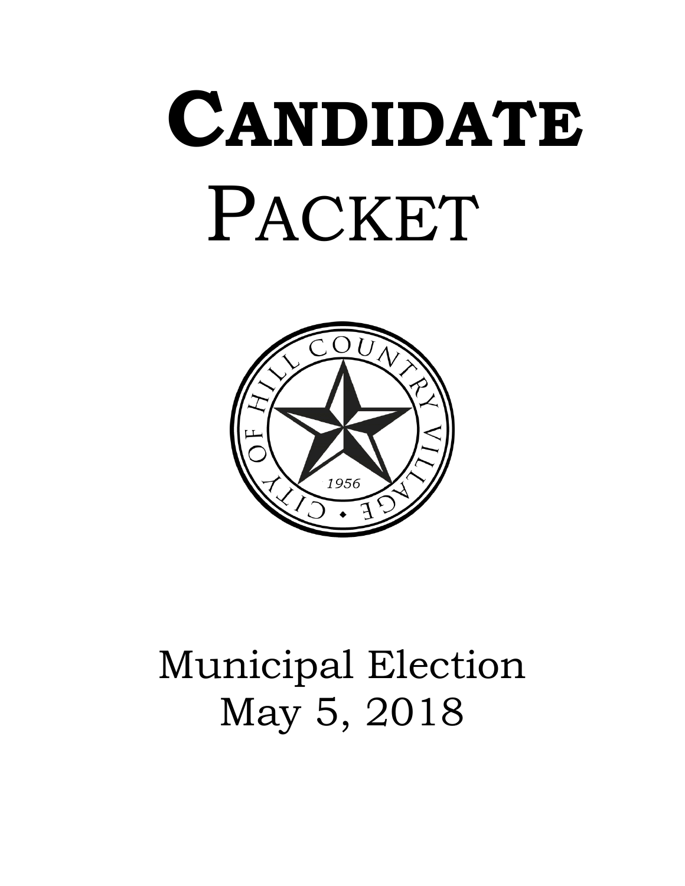# CANDIDATE PACKET

Municipal Election
May 5, 2018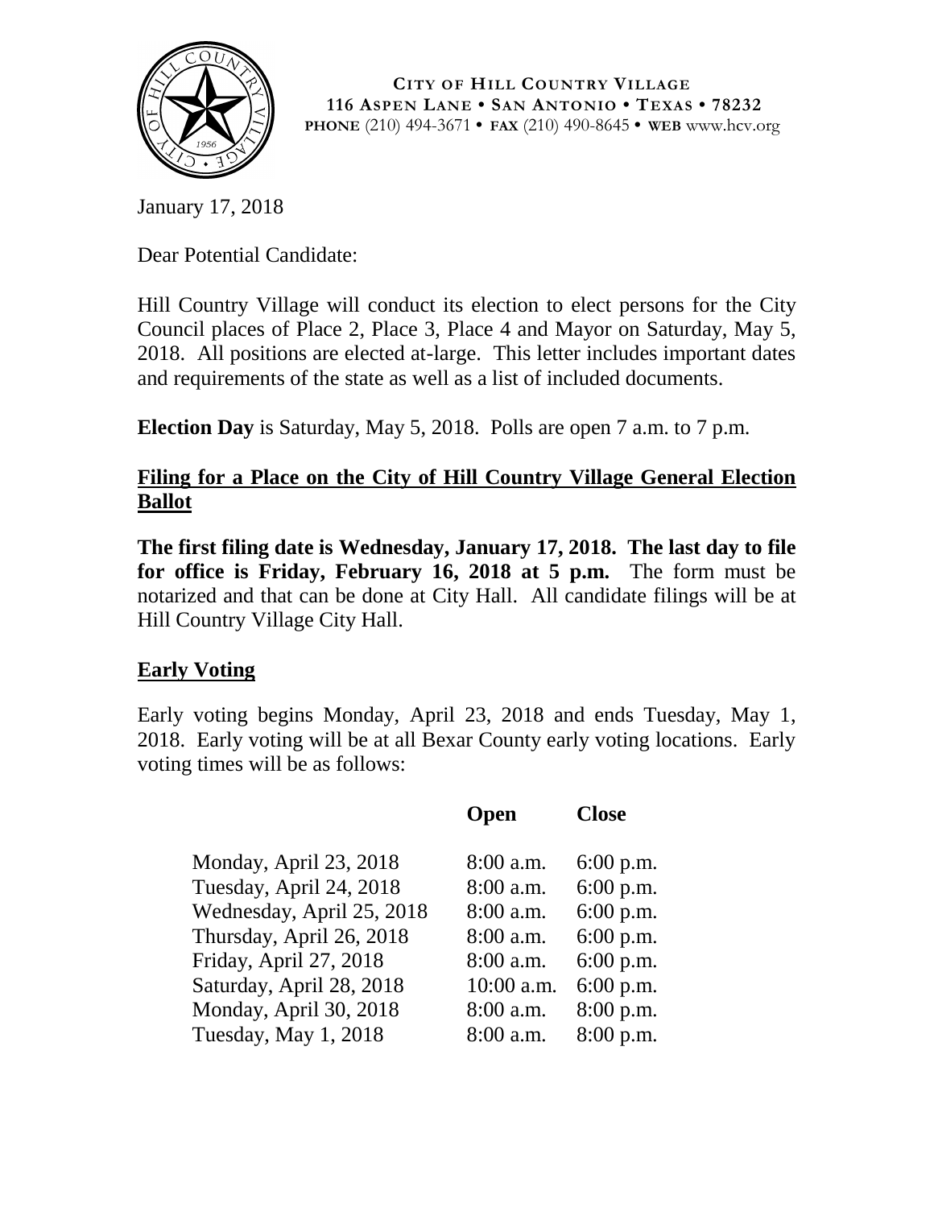**CITY OF HILL COUNTRY VILLAGE**
**116 ASPEN LANE • SAN ANTONIO • TEXAS • 78232**
**PHONE** (210) 494-3671 • **FAX** (210) 490-8645 • **WEB** www.hcv.org

January 17, 2018

Dear Potential Candidate:

Hill Country Village will conduct its election to elect persons for the City Council places of Place 2, Place 3, Place 4 and Mayor on Saturday, May 5, 2018. All positions are elected at-large. This letter includes important dates and requirements of the state as well as a list of included documents.

**Election Day** is Saturday, May 5, 2018. Polls are open 7 a.m. to 7 p.m.

## Filing for a Place on the City of Hill Country Village General Election Ballot

**The first filing date is Wednesday, January 17, 2018. The last day to file for office is Friday, February 16, 2018 at 5 p.m.** The form must be notarized and that can be done at City Hall. All candidate filings will be at Hill Country Village City Hall.

## Early Voting

Early voting begins Monday, April 23, 2018 and ends Tuesday, May 1, 2018. Early voting will be at all Bexar County early voting locations. Early voting times will be as follows:

| | **Open** | **Close** |
|---|---|---|
| Monday, April 23, 2018 | 8:00 a.m. | 6:00 p.m. |
| Tuesday, April 24, 2018 | 8:00 a.m. | 6:00 p.m. |
| Wednesday, April 25, 2018 | 8:00 a.m. | 6:00 p.m. |
| Thursday, April 26, 2018 | 8:00 a.m. | 6:00 p.m. |
| Friday, April 27, 2018 | 8:00 a.m. | 6:00 p.m. |
| Saturday, April 28, 2018 | 10:00 a.m. | 6:00 p.m. |
| Monday, April 30, 2018 | 8:00 a.m. | 8:00 p.m. |
| Tuesday, May 1, 2018 | 8:00 a.m. | 8:00 p.m. |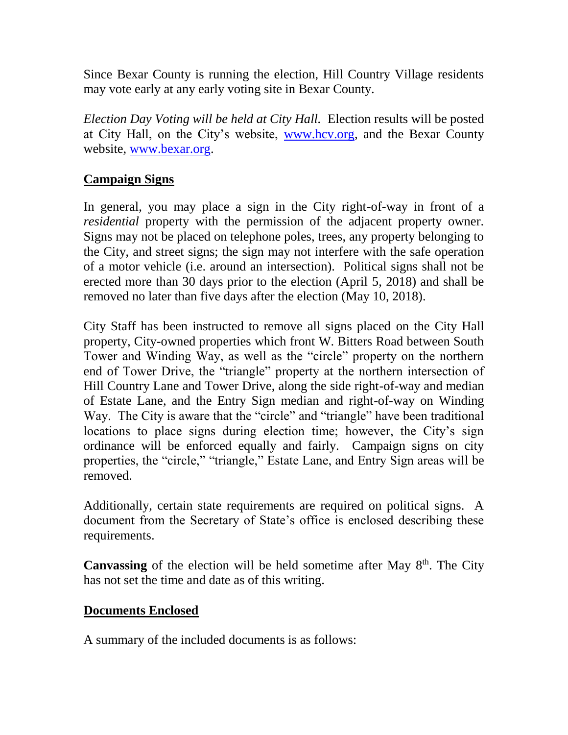Since Bexar County is running the election, Hill Country Village residents may vote early at any early voting site in Bexar County.

*Election Day Voting will be held at City Hall.* Election results will be posted at City Hall, on the City's website, [www.hcv.org](http://www.hcv.org), and the Bexar County website, [www.bexar.org](http://www.bexar.org).

## Campaign Signs

In general, you may place a sign in the City right-of-way in front of a *residential* property with the permission of the adjacent property owner. Signs may not be placed on telephone poles, trees, any property belonging to the City, and street signs; the sign may not interfere with the safe operation of a motor vehicle (i.e. around an intersection). Political signs shall not be erected more than 30 days prior to the election (April 5, 2018) and shall be removed no later than five days after the election (May 10, 2018).

City Staff has been instructed to remove all signs placed on the City Hall property, City-owned properties which front W. Bitters Road between South Tower and Winding Way, as well as the "circle" property on the northern end of Tower Drive, the "triangle" property at the northern intersection of Hill Country Lane and Tower Drive, along the side right-of-way and median of Estate Lane, and the Entry Sign median and right-of-way on Winding Way. The City is aware that the "circle" and "triangle" have been traditional locations to place signs during election time; however, the City's sign ordinance will be enforced equally and fairly. Campaign signs on city properties, the "circle," "triangle," Estate Lane, and Entry Sign areas will be removed.

Additionally, certain state requirements are required on political signs. A document from the Secretary of State's office is enclosed describing these requirements.

**Canvassing** of the election will be held sometime after May 8th. The City has not set the time and date as of this writing.

## Documents Enclosed

A summary of the included documents is as follows: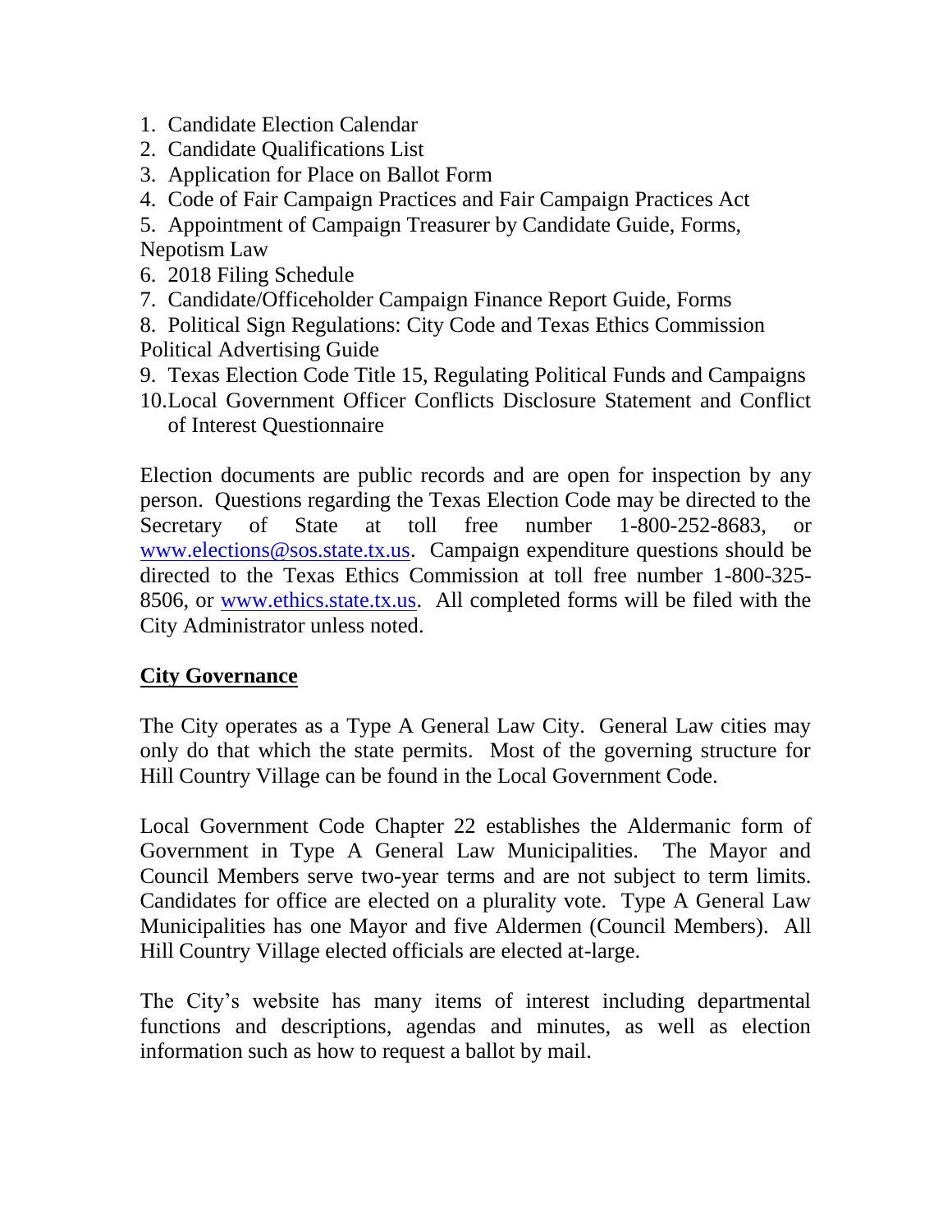1. Candidate Election Calendar
2. Candidate Qualifications List
3. Application for Place on Ballot Form
4. Code of Fair Campaign Practices and Fair Campaign Practices Act
5. Appointment of Campaign Treasurer by Candidate Guide, Forms, Nepotism Law
6. 2018 Filing Schedule
7. Candidate/Officeholder Campaign Finance Report Guide, Forms
8. Political Sign Regulations: City Code and Texas Ethics Commission Political Advertising Guide
9. Texas Election Code Title 15, Regulating Political Funds and Campaigns
10. Local Government Officer Conflicts Disclosure Statement and Conflict of Interest Questionnaire

Election documents are public records and are open for inspection by any person. Questions regarding the Texas Election Code may be directed to the Secretary of State at toll free number 1-800-252-8683, or www.elections@sos.state.tx.us. Campaign expenditure questions should be directed to the Texas Ethics Commission at toll free number 1-800-325-8506, or www.ethics.state.tx.us. All completed forms will be filed with the City Administrator unless noted.

## City Governance

The City operates as a Type A General Law City. General Law cities may only do that which the state permits. Most of the governing structure for Hill Country Village can be found in the Local Government Code.

Local Government Code Chapter 22 establishes the Aldermanic form of Government in Type A General Law Municipalities. The Mayor and Council Members serve two-year terms and are not subject to term limits. Candidates for office are elected on a plurality vote. Type A General Law Municipalities has one Mayor and five Aldermen (Council Members). All Hill Country Village elected officials are elected at-large.

The City's website has many items of interest including departmental functions and descriptions, agendas and minutes, as well as election information such as how to request a ballot by mail.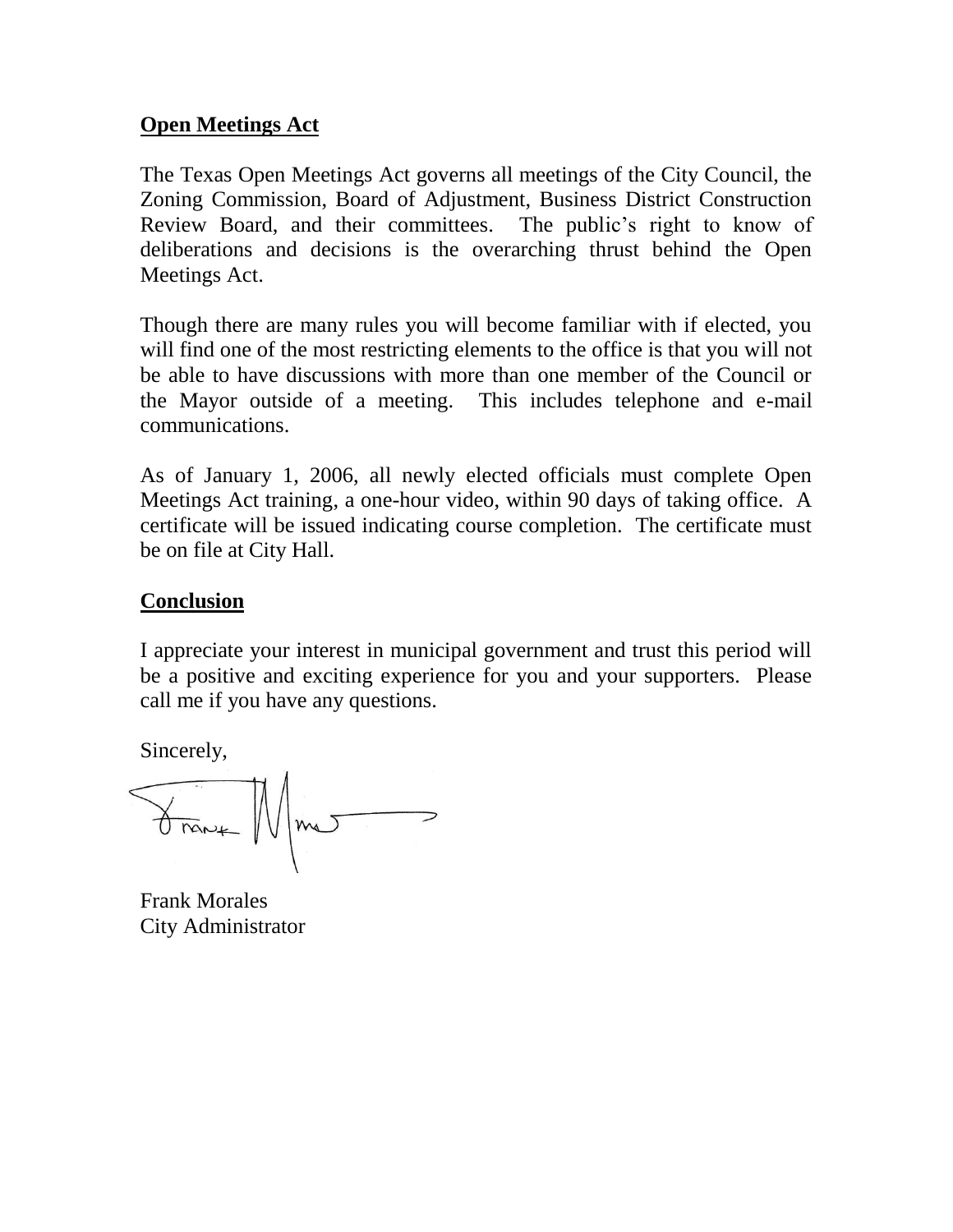## Open Meetings Act

The Texas Open Meetings Act governs all meetings of the City Council, the Zoning Commission, Board of Adjustment, Business District Construction Review Board, and their committees. The public's right to know of deliberations and decisions is the overarching thrust behind the Open Meetings Act.

Though there are many rules you will become familiar with if elected, you will find one of the most restricting elements to the office is that you will not be able to have discussions with more than one member of the Council or the Mayor outside of a meeting. This includes telephone and e-mail communications.

As of January 1, 2006, all newly elected officials must complete Open Meetings Act training, a one-hour video, within 90 days of taking office. A certificate will be issued indicating course completion. The certificate must be on file at City Hall.

## Conclusion

I appreciate your interest in municipal government and trust this period will be a positive and exciting experience for you and your supporters. Please call me if you have any questions.

Sincerely,

Frank Morales
City Administrator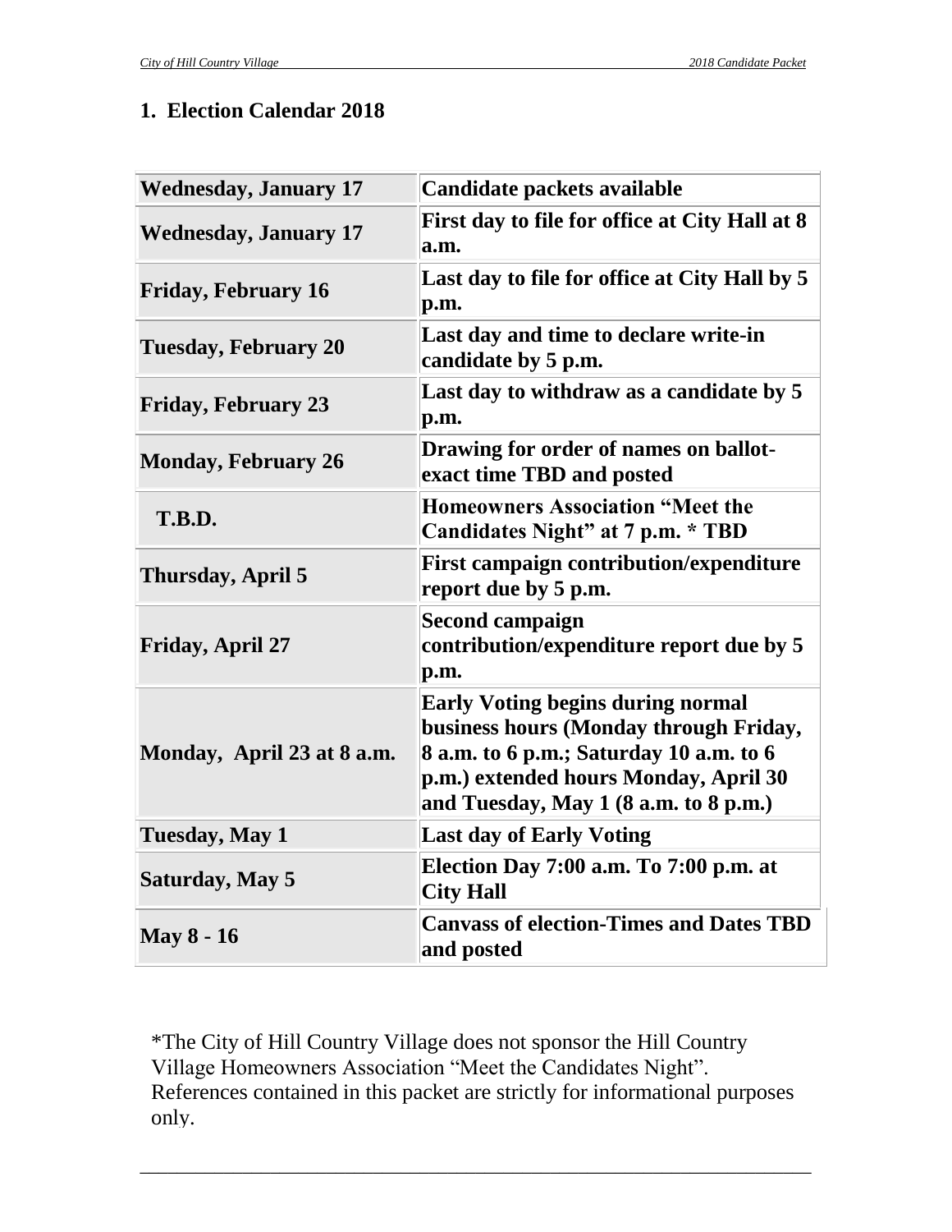## 1. Election Calendar 2018

| | |
|---|---|
| **Wednesday, January 17** | **Candidate packets available** |
| **Wednesday, January 17** | **First day to file for office at City Hall at 8 a.m.** |
| **Friday, February 16** | **Last day to file for office at City Hall by 5 p.m.** |
| **Tuesday, February 20** | **Last day and time to declare write-in candidate by 5 p.m.** |
| **Friday, February 23** | **Last day to withdraw as a candidate by 5 p.m.** |
| **Monday, February 26** | **Drawing for order of names on ballot-exact time TBD and posted** |
| **T.B.D.** | **Homeowners Association "Meet the Candidates Night" at 7 p.m. * TBD** |
| **Thursday, April 5** | **First campaign contribution/expenditure report due by 5 p.m.** |
| **Friday, April 27** | **Second campaign contribution/expenditure report due by 5 p.m.** |
| **Monday, April 23 at 8 a.m.** | **Early Voting begins during normal business hours (Monday through Friday, 8 a.m. to 6 p.m.; Saturday 10 a.m. to 6 p.m.) extended hours Monday, April 30 and Tuesday, May 1 (8 a.m. to 8 p.m.)** |
| **Tuesday, May 1** | **Last day of Early Voting** |
| **Saturday, May 5** | **Election Day 7:00 a.m. To 7:00 p.m. at City Hall** |
| **May 8 - 16** | **Canvass of election-Times and Dates TBD and posted** |

*The City of Hill Country Village does not sponsor the Hill Country Village Homeowners Association "Meet the Candidates Night". References contained in this packet are strictly for informational purposes only.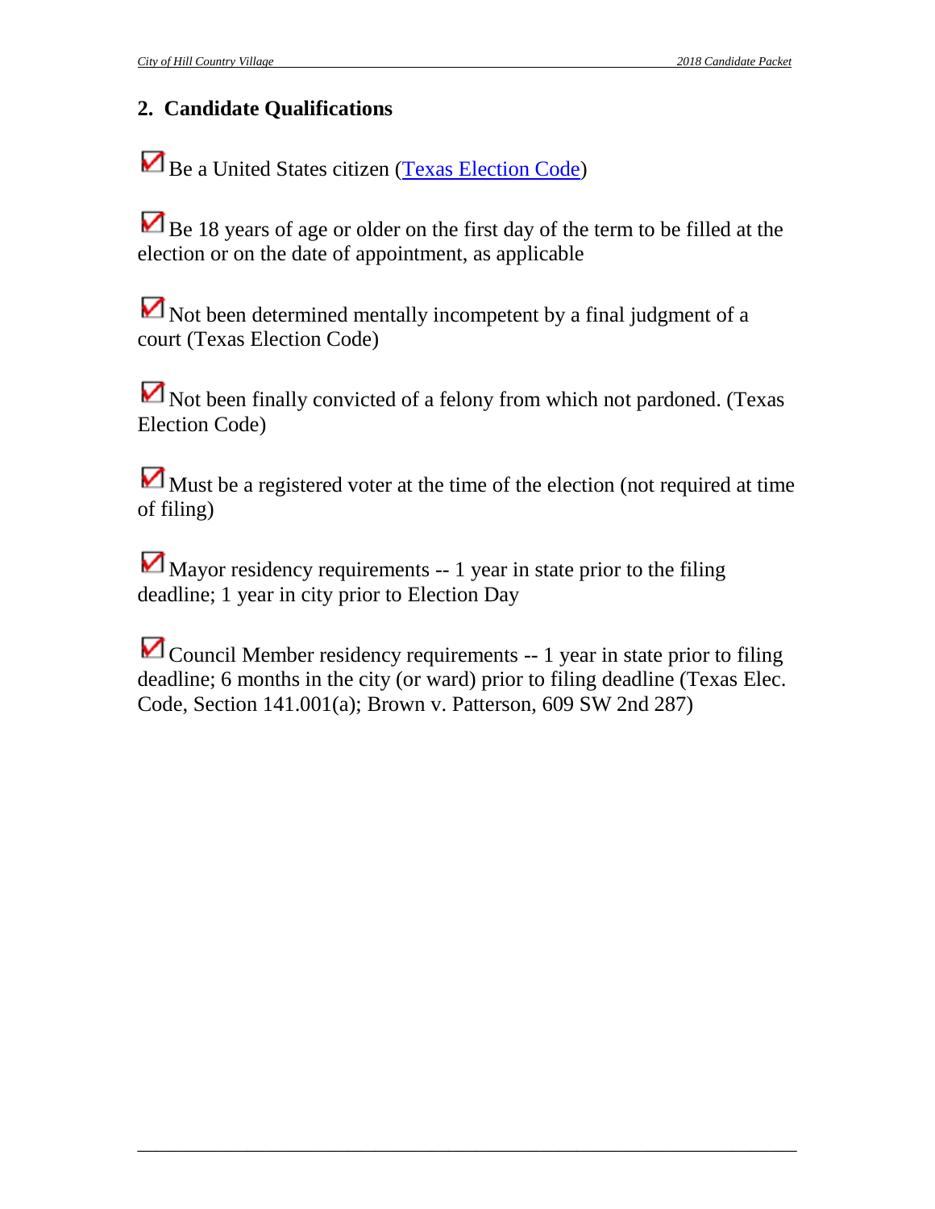## 2. Candidate Qualifications

- ☑ Be a United States citizen ([Texas Election Code])

- ☑ Be 18 years of age or older on the first day of the term to be filled at the election or on the date of appointment, as applicable

- ☑ Not been determined mentally incompetent by a final judgment of a court (Texas Election Code)

- ☑ Not been finally convicted of a felony from which not pardoned. (Texas Election Code)

- ☑ Must be a registered voter at the time of the election (not required at time of filing)

- ☑ Mayor residency requirements -- 1 year in state prior to the filing deadline; 1 year in city prior to Election Day

- ☑ Council Member residency requirements -- 1 year in state prior to filing deadline; 6 months in the city (or ward) prior to filing deadline (Texas Elec. Code, Section 141.001(a); Brown v. Patterson, 609 SW 2nd 287)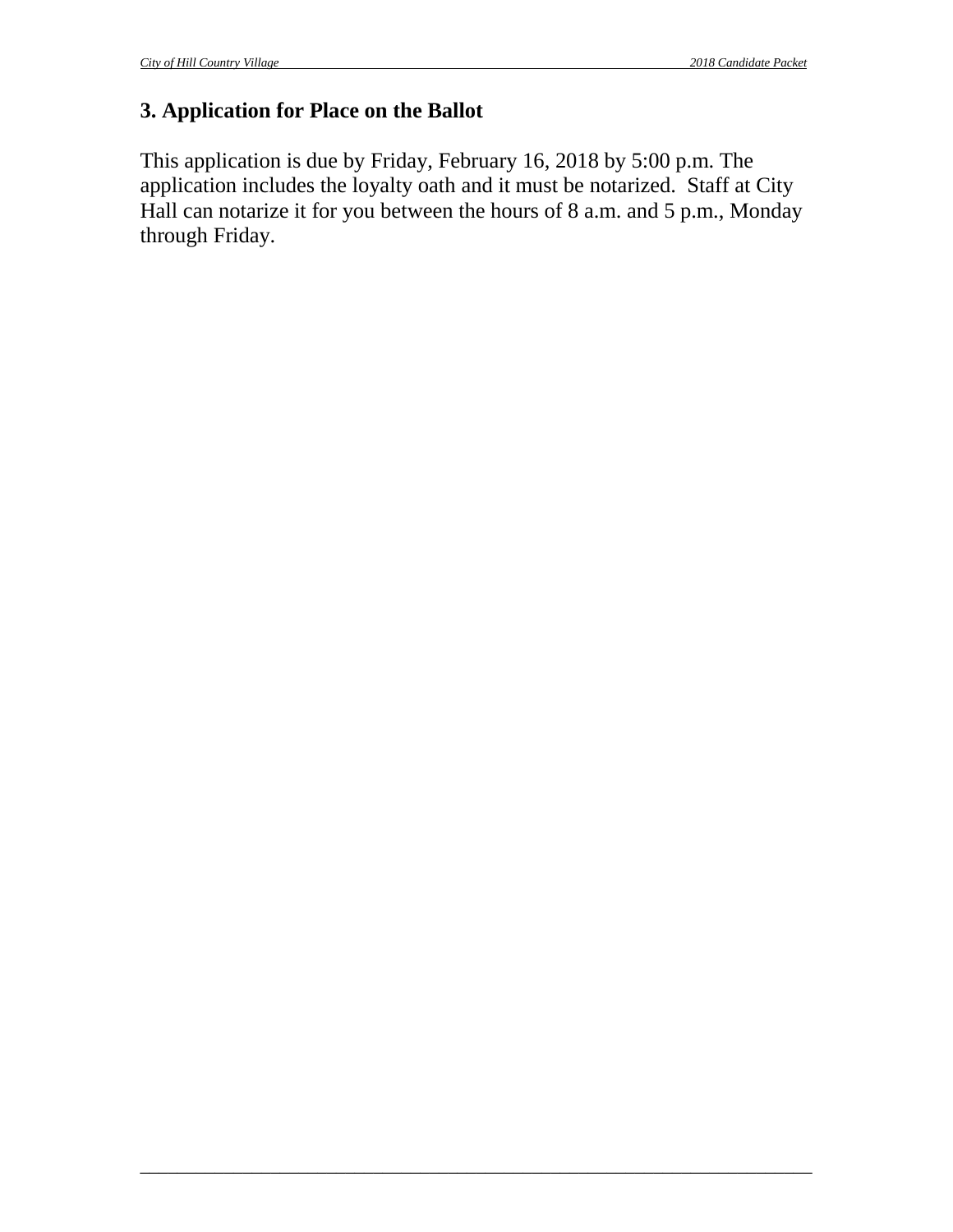## 3. Application for Place on the Ballot

This application is due by Friday, February 16, 2018 by 5:00 p.m. The application includes the loyalty oath and it must be notarized. Staff at City Hall can notarize it for you between the hours of 8 a.m. and 5 p.m., Monday through Friday.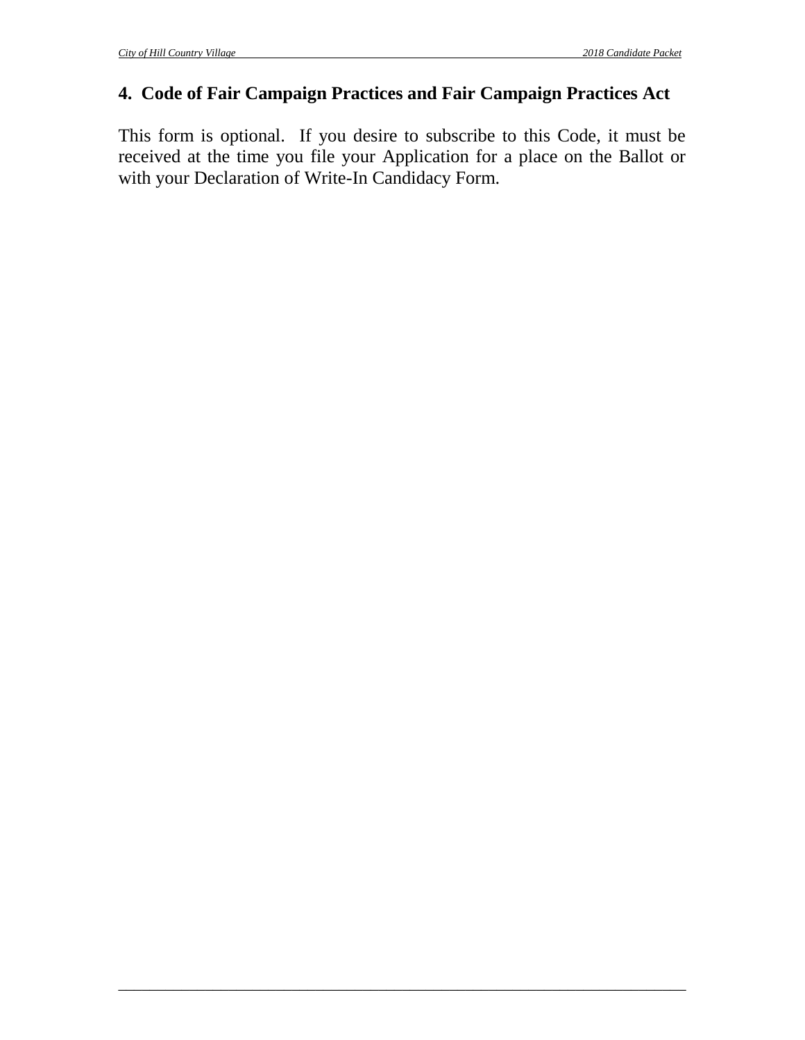## 4. Code of Fair Campaign Practices and Fair Campaign Practices Act

This form is optional. If you desire to subscribe to this Code, it must be received at the time you file your Application for a place on the Ballot or with your Declaration of Write-In Candidacy Form.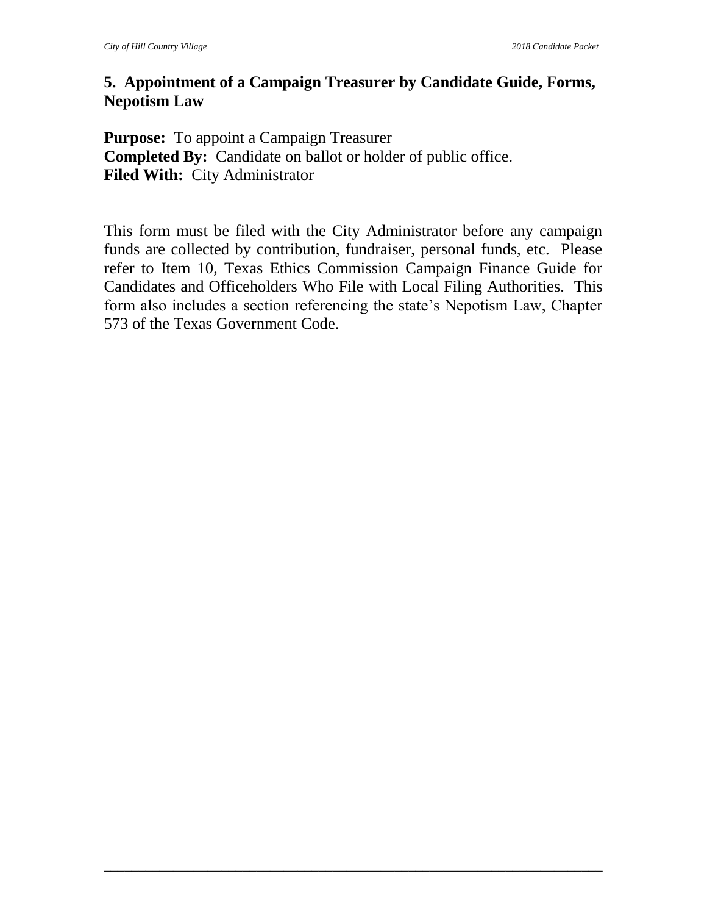## 5. Appointment of a Campaign Treasurer by Candidate Guide, Forms, Nepotism Law

**Purpose:** To appoint a Campaign Treasurer
**Completed By:** Candidate on ballot or holder of public office.
**Filed With:** City Administrator

This form must be filed with the City Administrator before any campaign funds are collected by contribution, fundraiser, personal funds, etc. Please refer to Item 10, Texas Ethics Commission Campaign Finance Guide for Candidates and Officeholders Who File with Local Filing Authorities. This form also includes a section referencing the state's Nepotism Law, Chapter 573 of the Texas Government Code.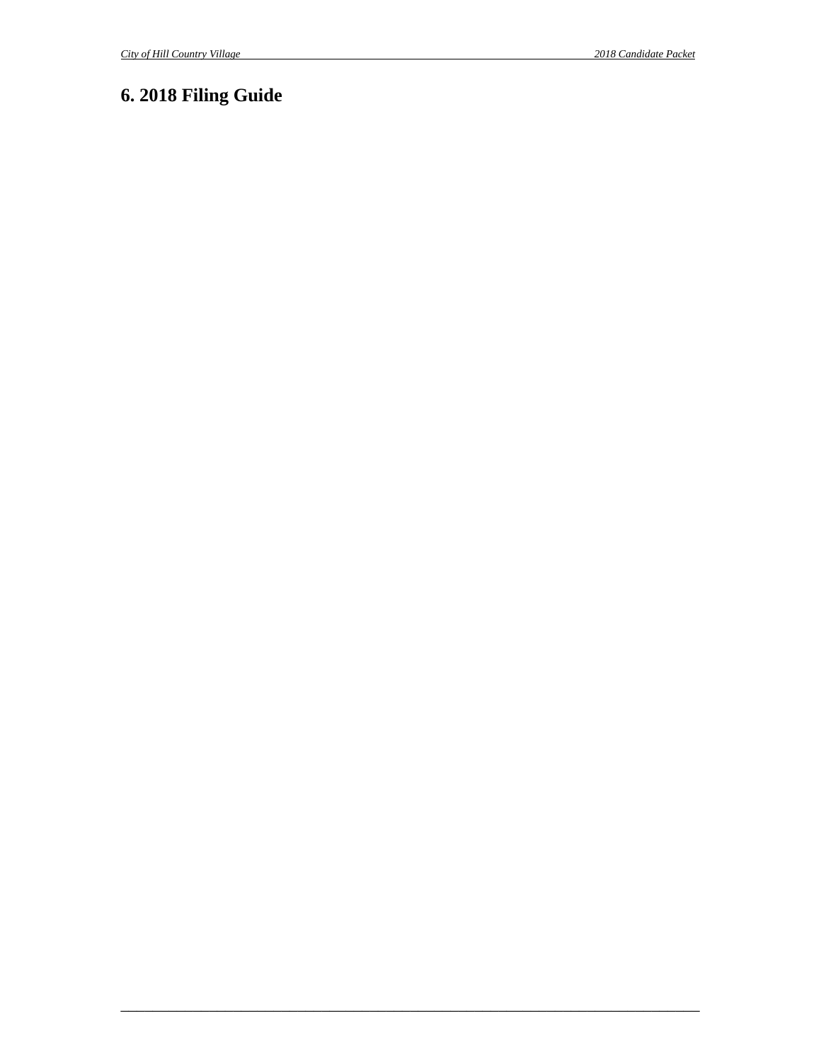# 6. 2018 Filing Guide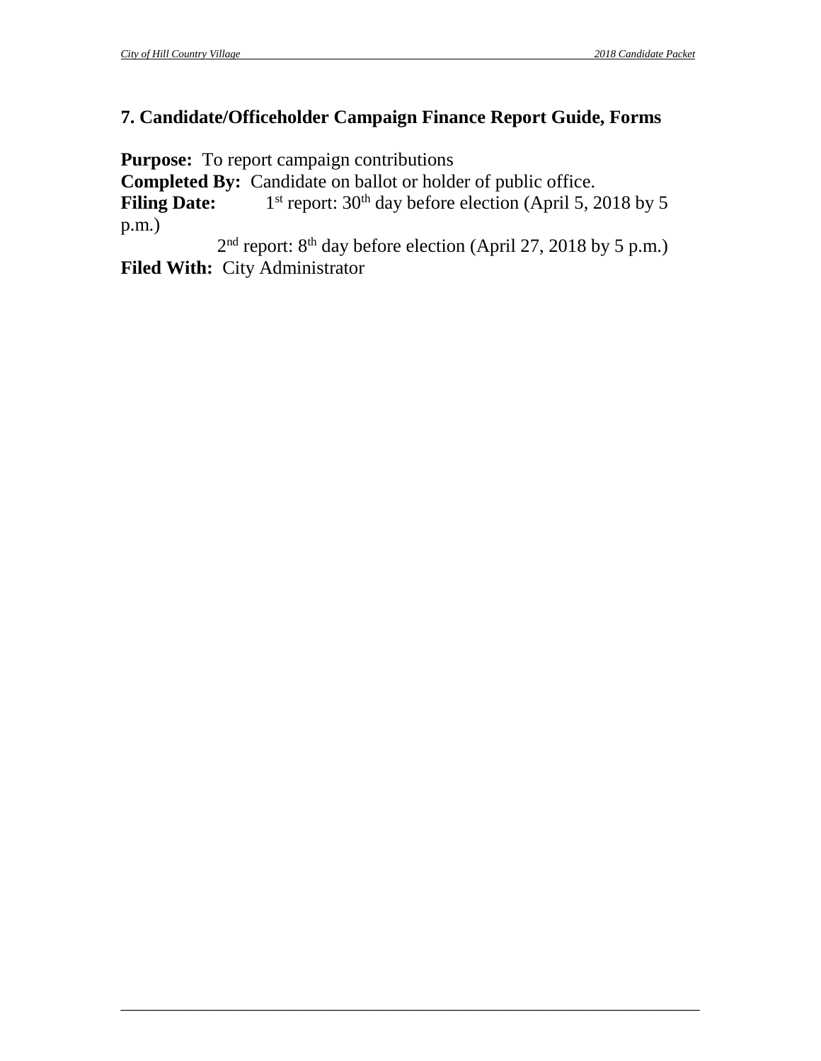## 7. Candidate/Officeholder Campaign Finance Report Guide, Forms

**Purpose:** To report campaign contributions
**Completed By:** Candidate on ballot or holder of public office.
**Filing Date:** 1st report: 30th day before election (April 5, 2018 by 5 p.m.)
2nd report: 8th day before election (April 27, 2018 by 5 p.m.)
**Filed With:** City Administrator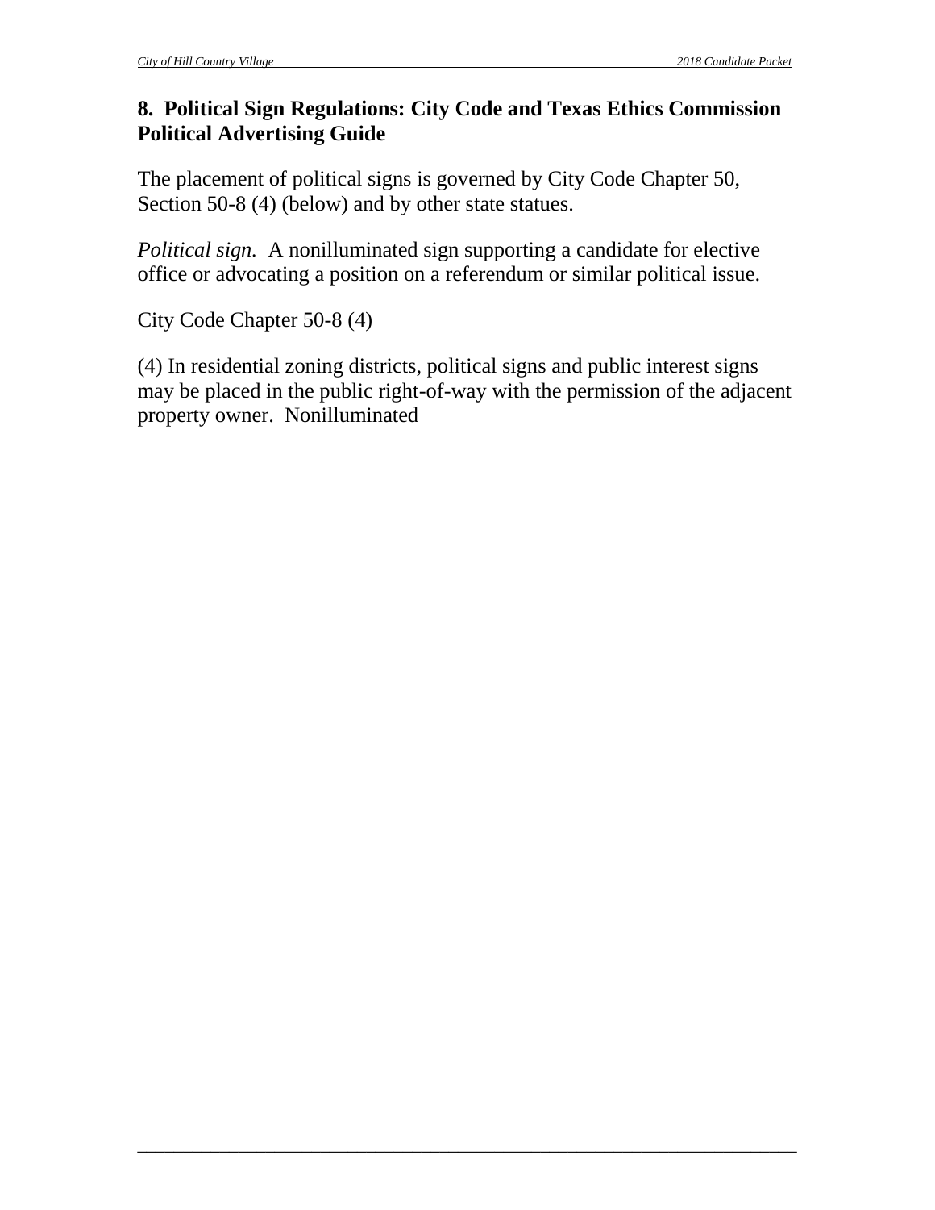## 8. Political Sign Regulations: City Code and Texas Ethics Commission Political Advertising Guide

The placement of political signs is governed by City Code Chapter 50, Section 50-8 (4) (below) and by other state statues.

*Political sign.* A nonilluminated sign supporting a candidate for elective office or advocating a position on a referendum or similar political issue.

City Code Chapter 50-8 (4)

(4) In residential zoning districts, political signs and public interest signs may be placed in the public right-of-way with the permission of the adjacent property owner. Nonilluminated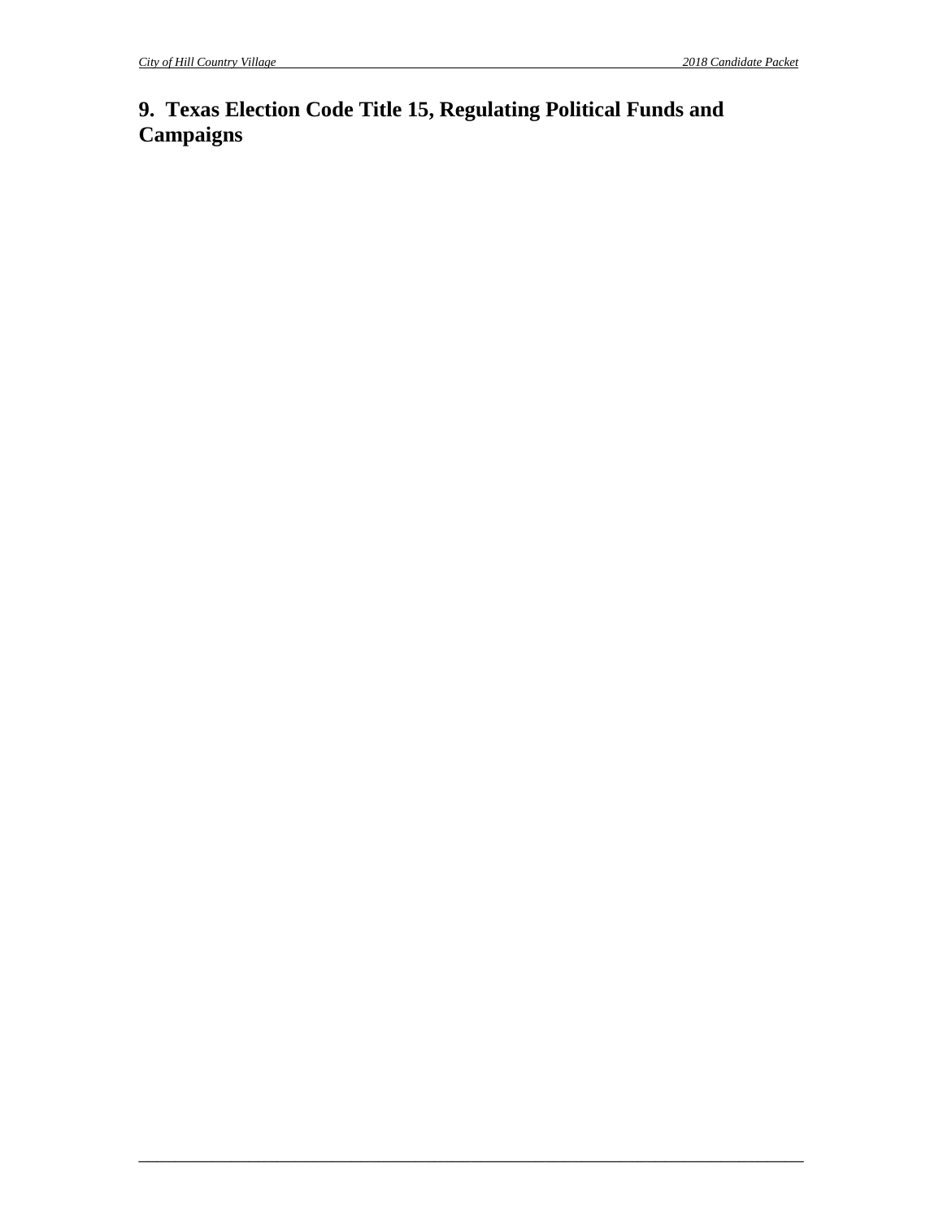## 9. Texas Election Code Title 15, Regulating Political Funds and Campaigns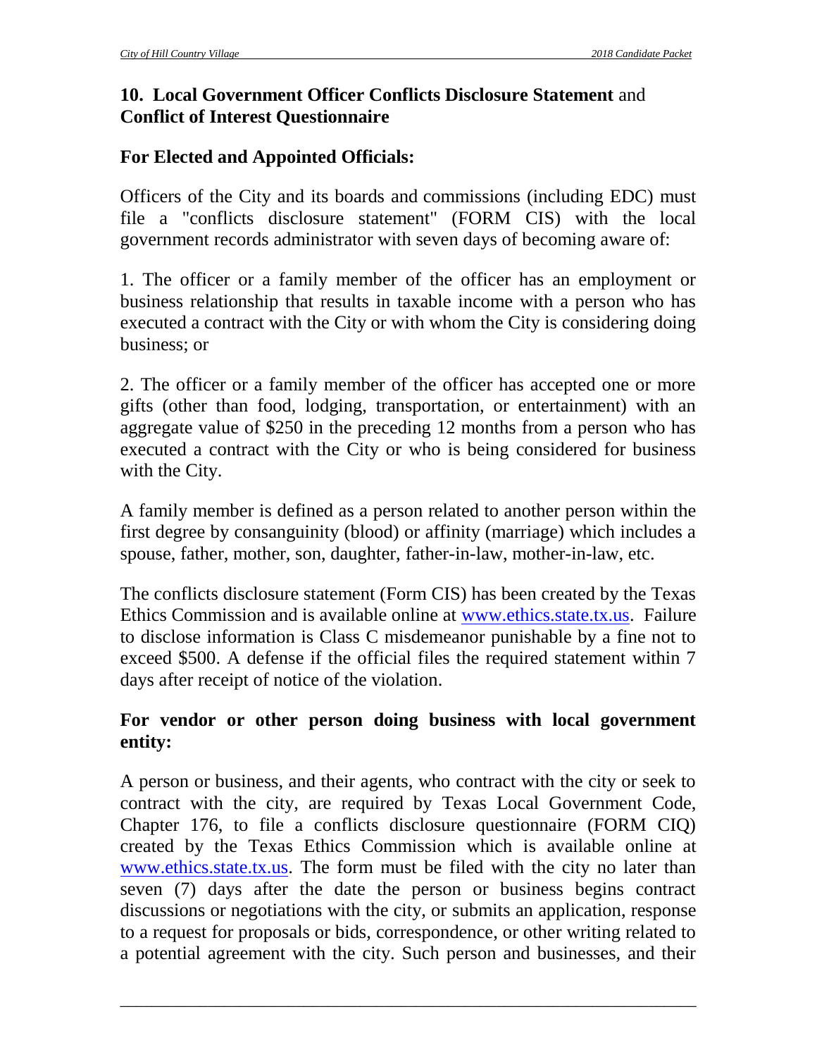## **10. Local Government Officer Conflicts Disclosure Statement** and **Conflict of Interest Questionnaire**

### **For Elected and Appointed Officials:**

Officers of the City and its boards and commissions (including EDC) must file a "conflicts disclosure statement" (FORM CIS) with the local government records administrator with seven days of becoming aware of:

1. The officer or a family member of the officer has an employment or business relationship that results in taxable income with a person who has executed a contract with the City or with whom the City is considering doing business; or

2. The officer or a family member of the officer has accepted one or more gifts (other than food, lodging, transportation, or entertainment) with an aggregate value of $250 in the preceding 12 months from a person who has executed a contract with the City or who is being considered for business with the City.

A family member is defined as a person related to another person within the first degree by consanguinity (blood) or affinity (marriage) which includes a spouse, father, mother, son, daughter, father-in-law, mother-in-law, etc.

The conflicts disclosure statement (Form CIS) has been created by the Texas Ethics Commission and is available online at www.ethics.state.tx.us. Failure to disclose information is Class C misdemeanor punishable by a fine not to exceed $500. A defense if the official files the required statement within 7 days after receipt of notice of the violation.

### **For vendor or other person doing business with local government entity:**

A person or business, and their agents, who contract with the city or seek to contract with the city, are required by Texas Local Government Code, Chapter 176, to file a conflicts disclosure questionnaire (FORM CIQ) created by the Texas Ethics Commission which is available online at www.ethics.state.tx.us. The form must be filed with the city no later than seven (7) days after the date the person or business begins contract discussions or negotiations with the city, or submits an application, response to a request for proposals or bids, correspondence, or other writing related to a potential agreement with the city. Such person and businesses, and their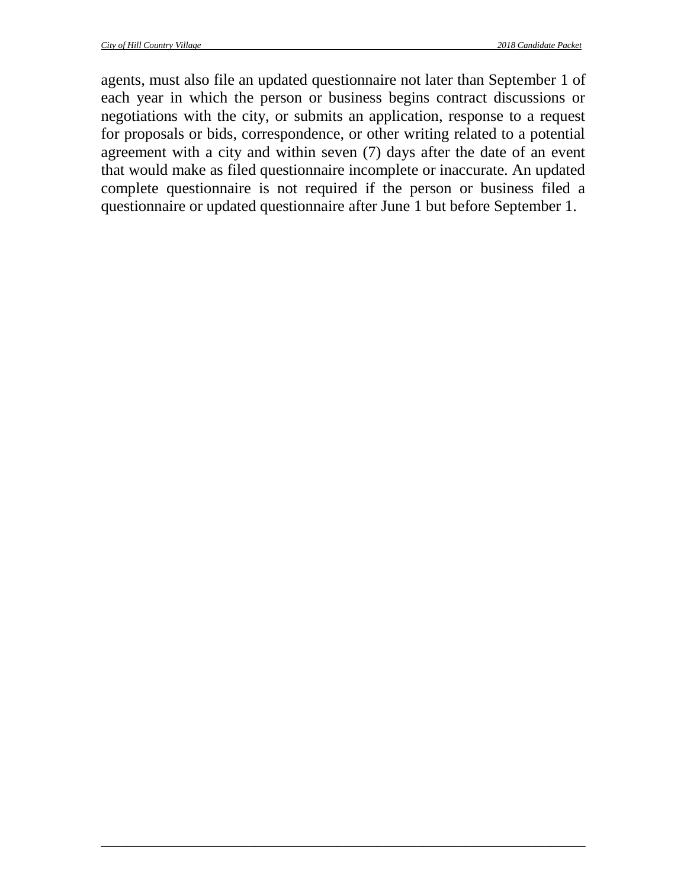agents, must also file an updated questionnaire not later than September 1 of each year in which the person or business begins contract discussions or negotiations with the city, or submits an application, response to a request for proposals or bids, correspondence, or other writing related to a potential agreement with a city and within seven (7) days after the date of an event that would make as filed questionnaire incomplete or inaccurate. An updated complete questionnaire is not required if the person or business filed a questionnaire or updated questionnaire after June 1 but before September 1.